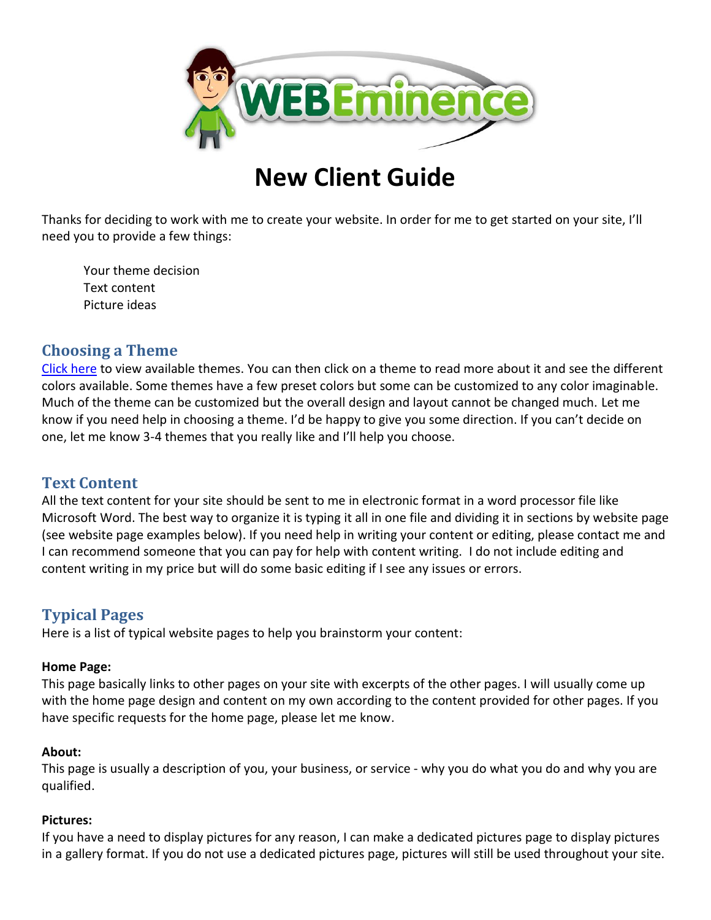# New Client Guide

Thanks for deciding to work with me to create your website. In order for me to get started on your site, I'll need you to provide a few things:

- Your theme decision
- Text content
- Picture ideas

## Choosing a Theme

[Click here](#) to view available themes. You can then click on a theme to read more about it and see the different colors available. Some themes have a few preset colors but some can be customized to any color imaginable. Much of the theme can be customized but the overall design and layout cannot be changed much. Let me know if you need help in choosing a theme. I'd be happy to give you some direction. If you can't decide on one, let me know 3-4 themes that you really like and I'll help you choose.

## Text Content

All the text content for your site should be sent to me in electronic format in a word processor file like Microsoft Word. The best way to organize it is typing it all in one file and dividing it in sections by website page (see website page examples below). If you need help in writing your content or editing, please contact me and I can recommend someone that you can pay for help with content writing. I do not include editing and content writing in my price but will do some basic editing if I see any issues or errors.

## Typical Pages

Here is a list of typical website pages to help you brainstorm your content:

**Home Page:**
This page basically links to other pages on your site with excerpts of the other pages. I will usually come up with the home page design and content on my own according to the content provided for other pages. If you have specific requests for the home page, please let me know.

**About:**
This page is usually a description of you, your business, or service - why you do what you do and why you are qualified.

**Pictures:**
If you have a need to display pictures for any reason, I can make a dedicated pictures page to display pictures in a gallery format. If you do not use a dedicated pictures page, pictures will still be used throughout your site.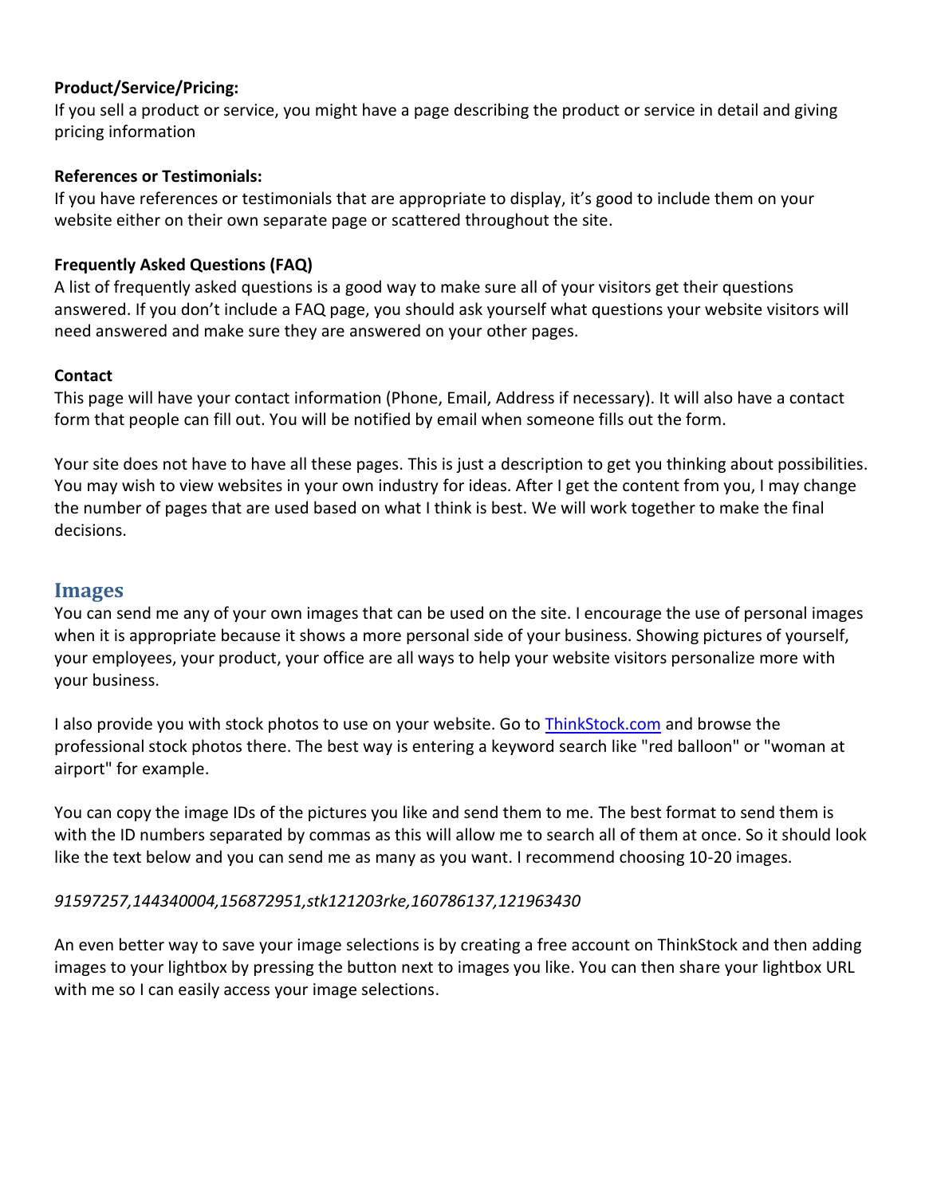**Product/Service/Pricing:**
If you sell a product or service, you might have a page describing the product or service in detail and giving pricing information

**References or Testimonials:**
If you have references or testimonials that are appropriate to display, it's good to include them on your website either on their own separate page or scattered throughout the site.

**Frequently Asked Questions (FAQ)**
A list of frequently asked questions is a good way to make sure all of your visitors get their questions answered. If you don't include a FAQ page, you should ask yourself what questions your website visitors will need answered and make sure they are answered on your other pages.

**Contact**
This page will have your contact information (Phone, Email, Address if necessary). It will also have a contact form that people can fill out. You will be notified by email when someone fills out the form.

Your site does not have to have all these pages. This is just a description to get you thinking about possibilities. You may wish to view websites in your own industry for ideas. After I get the content from you, I may change the number of pages that are used based on what I think is best. We will work together to make the final decisions.

## Images

You can send me any of your own images that can be used on the site. I encourage the use of personal images when it is appropriate because it shows a more personal side of your business. Showing pictures of yourself, your employees, your product, your office are all ways to help your website visitors personalize more with your business.

I also provide you with stock photos to use on your website. Go to [ThinkStock.com](ThinkStock.com) and browse the professional stock photos there. The best way is entering a keyword search like "red balloon" or "woman at airport" for example.

You can copy the image IDs of the pictures you like and send them to me. The best format to send them is with the ID numbers separated by commas as this will allow me to search all of them at once. So it should look like the text below and you can send me as many as you want. I recommend choosing 10-20 images.

*91597257,144340004,156872951,stk121203rke,160786137,121963430*

An even better way to save your image selections is by creating a free account on ThinkStock and then adding images to your lightbox by pressing the button next to images you like. You can then share your lightbox URL with me so I can easily access your image selections.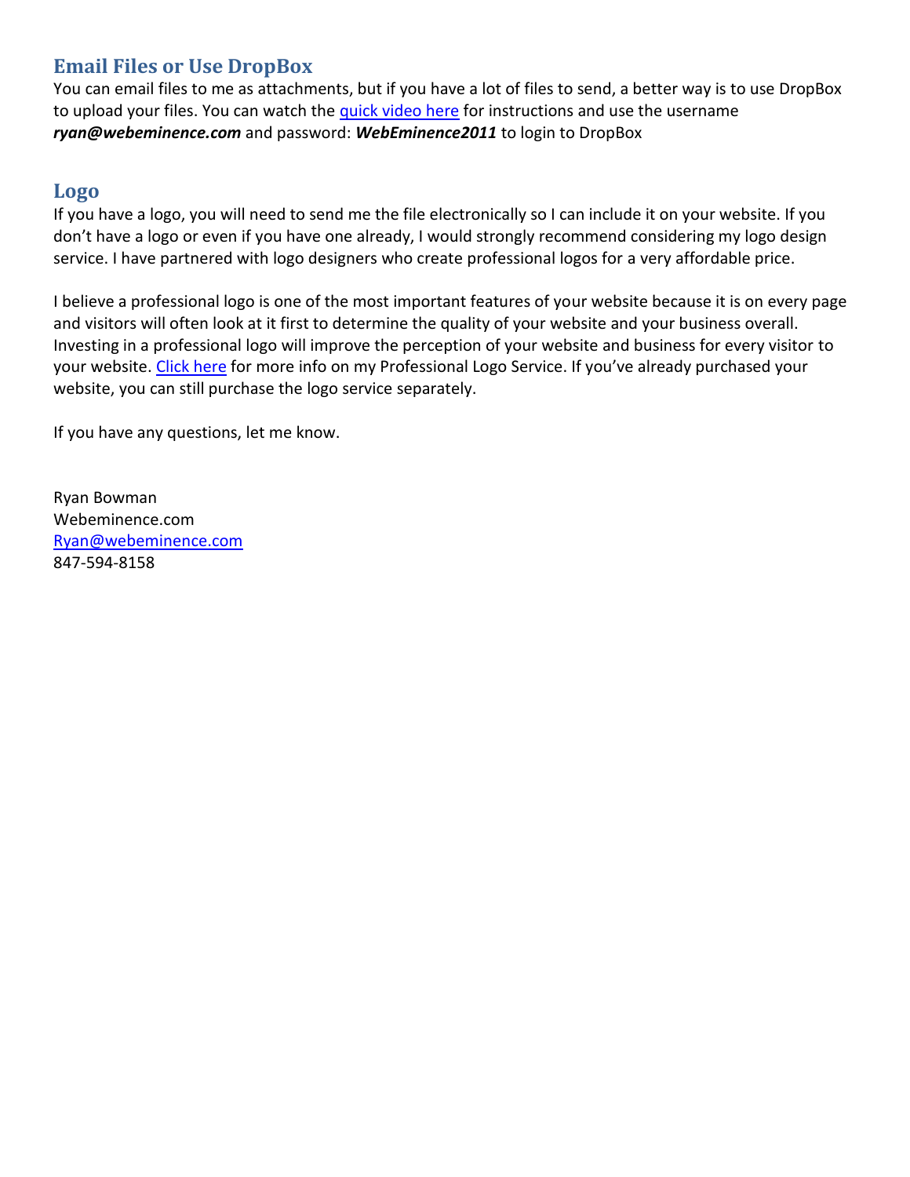## Email Files or Use DropBox

You can email files to me as attachments, but if you have a lot of files to send, a better way is to use DropBox to upload your files. You can watch the quick video here for instructions and use the username ***ryan@webeminence.com*** and password: ***WebEminence2011*** to login to DropBox

## Logo

If you have a logo, you will need to send me the file electronically so I can include it on your website. If you don't have a logo or even if you have one already, I would strongly recommend considering my logo design service. I have partnered with logo designers who create professional logos for a very affordable price.

I believe a professional logo is one of the most important features of your website because it is on every page and visitors will often look at it first to determine the quality of your website and your business overall. Investing in a professional logo will improve the perception of your website and business for every visitor to your website. Click here for more info on my Professional Logo Service. If you've already purchased your website, you can still purchase the logo service separately.

If you have any questions, let me know.

Ryan Bowman
Webeminence.com
Ryan@webeminence.com
847-594-8158